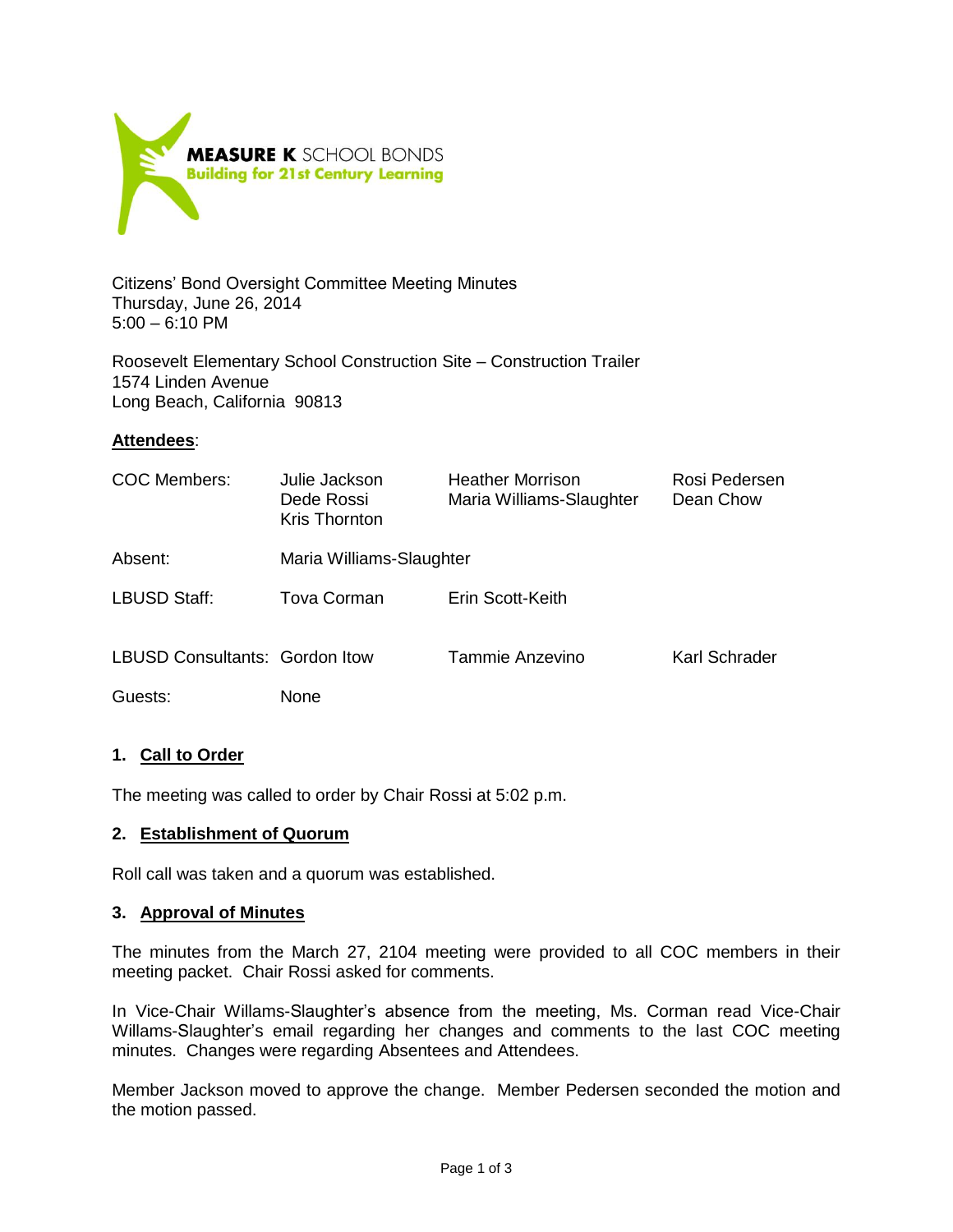**MEASURE K** SCHOOL BONDS
**Building for 21st Century Learning**

Citizens' Bond Oversight Committee Meeting Minutes
Thursday, June 26, 2014
5:00 – 6:10 PM

Roosevelt Elementary School Construction Site – Construction Trailer
1574 Linden Avenue
Long Beach, California 90813

**Attendees**:

| | | | |
|---|---|---|---|
| COC Members: | Julie Jackson<br>Dede Rossi<br>Kris Thornton | Heather Morrison<br>Maria Williams-Slaughter | Rosi Pedersen<br>Dean Chow |
| Absent: | Maria Williams-Slaughter | | |
| LBUSD Staff: | Tova Corman | Erin Scott-Keith | |
| LBUSD Consultants: | Gordon Itow | Tammie Anzevino | Karl Schrader |
| Guests: | None | | |

## 1. Call to Order

The meeting was called to order by Chair Rossi at 5:02 p.m.

## 2. Establishment of Quorum

Roll call was taken and a quorum was established.

## 3. Approval of Minutes

The minutes from the March 27, 2104 meeting were provided to all COC members in their meeting packet. Chair Rossi asked for comments.

In Vice-Chair Willams-Slaughter's absence from the meeting, Ms. Corman read Vice-Chair Willams-Slaughter's email regarding her changes and comments to the last COC meeting minutes. Changes were regarding Absentees and Attendees.

Member Jackson moved to approve the change. Member Pedersen seconded the motion and the motion passed.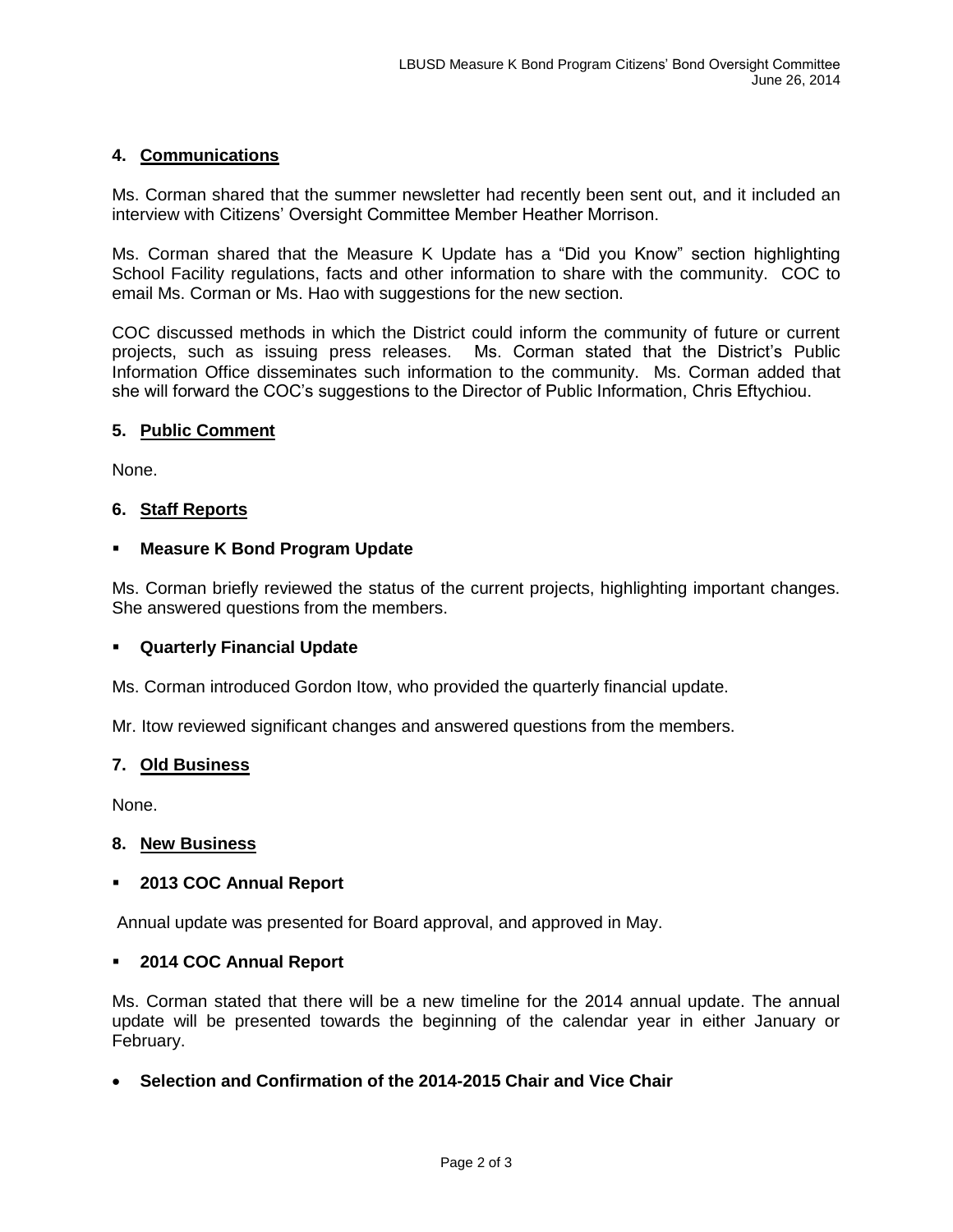## 4. Communications

Ms. Corman shared that the summer newsletter had recently been sent out, and it included an interview with Citizens' Oversight Committee Member Heather Morrison.

Ms. Corman shared that the Measure K Update has a "Did you Know" section highlighting School Facility regulations, facts and other information to share with the community. COC to email Ms. Corman or Ms. Hao with suggestions for the new section.

COC discussed methods in which the District could inform the community of future or current projects, such as issuing press releases. Ms. Corman stated that the District's Public Information Office disseminates such information to the community. Ms. Corman added that she will forward the COC's suggestions to the Director of Public Information, Chris Eftychiou.

## 5. Public Comment

None.

## 6. Staff Reports

- **Measure K Bond Program Update**

Ms. Corman briefly reviewed the status of the current projects, highlighting important changes. She answered questions from the members.

- **Quarterly Financial Update**

Ms. Corman introduced Gordon Itow, who provided the quarterly financial update.

Mr. Itow reviewed significant changes and answered questions from the members.

## 7. Old Business

None.

## 8. New Business

- **2013 COC Annual Report**

Annual update was presented for Board approval, and approved in May.

- **2014 COC Annual Report**

Ms. Corman stated that there will be a new timeline for the 2014 annual update. The annual update will be presented towards the beginning of the calendar year in either January or February.

- **Selection and Confirmation of the 2014-2015 Chair and Vice Chair**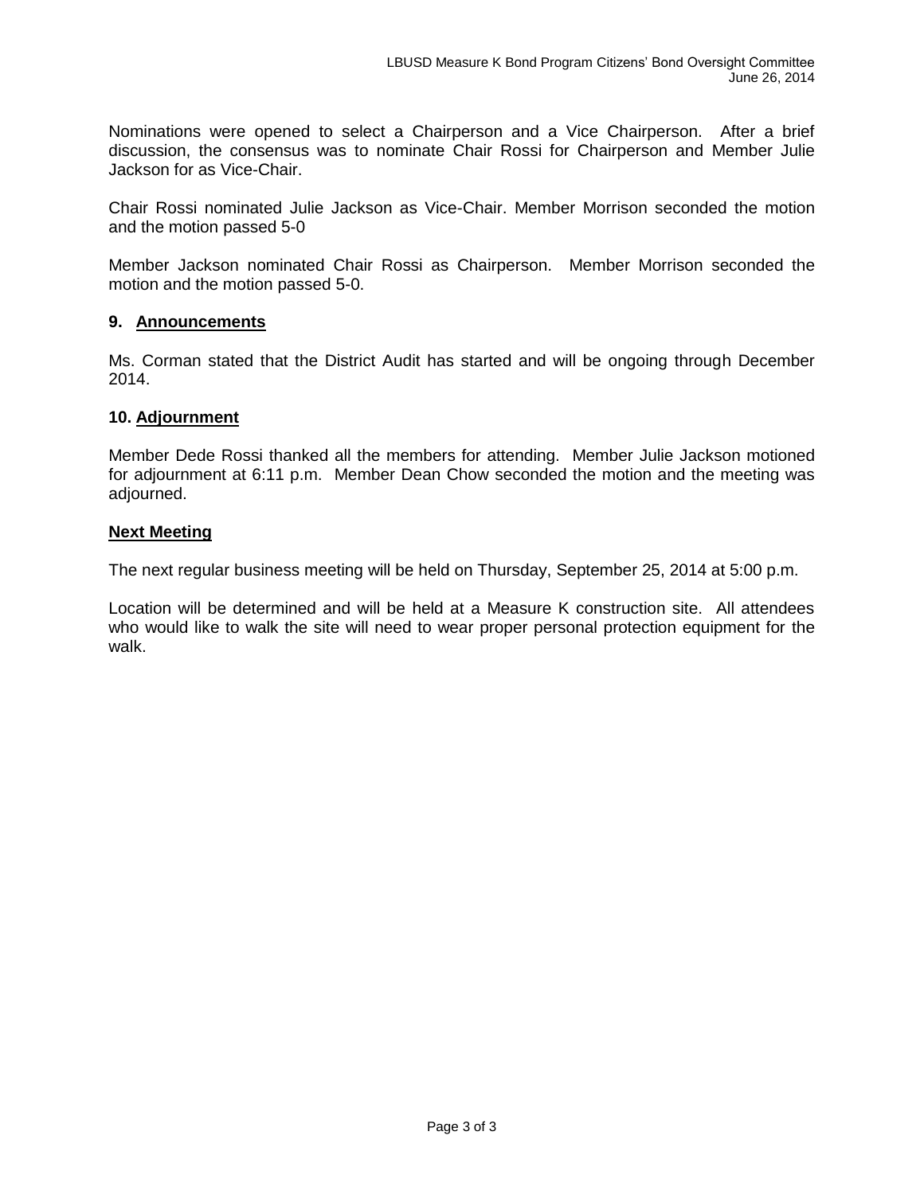Nominations were opened to select a Chairperson and a Vice Chairperson. After a brief discussion, the consensus was to nominate Chair Rossi for Chairperson and Member Julie Jackson for as Vice-Chair.

Chair Rossi nominated Julie Jackson as Vice-Chair. Member Morrison seconded the motion and the motion passed 5-0

Member Jackson nominated Chair Rossi as Chairperson. Member Morrison seconded the motion and the motion passed 5-0.

### 9. Announcements

Ms. Corman stated that the District Audit has started and will be ongoing through December 2014.

### 10. Adjournment

Member Dede Rossi thanked all the members for attending. Member Julie Jackson motioned for adjournment at 6:11 p.m. Member Dean Chow seconded the motion and the meeting was adjourned.

### Next Meeting

The next regular business meeting will be held on Thursday, September 25, 2014 at 5:00 p.m.

Location will be determined and will be held at a Measure K construction site. All attendees who would like to walk the site will need to wear proper personal protection equipment for the walk.